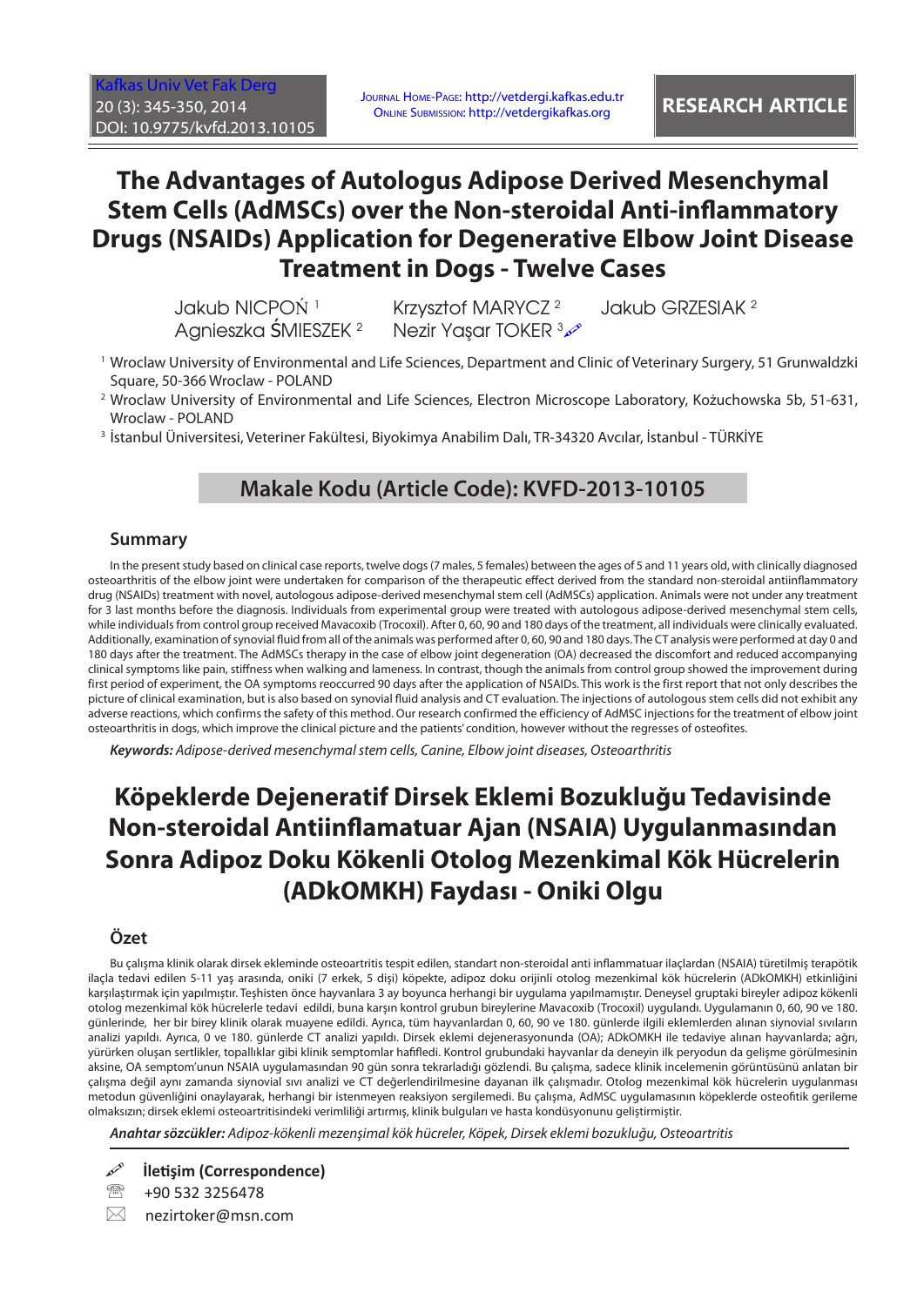RESEARCH ARTICLE

Kafkas Univ Vet Fak Derg
20 (3): 345-350, 2014
DOI: 10.9775/kvfd.2013.10105

Journal Home-Page: http://vetdergi.kafkas.edu.tr
Online Submission: http://vetdergikafkas.org

# The Advantages of Autologus Adipose Derived Mesenchymal Stem Cells (AdMSCs) over the Non-steroidal Anti-inflammatory Drugs (NSAIDs) Application for Degenerative Elbow Joint Disease Treatment in Dogs - Twelve Cases

Jakub NICPOŃ [1] Krzysztof MARYCZ [2] Jakub GRZESIAK [2]
Agnieszka ŚMIESZEK [2] Nezir Yaşar TOKER [3]

[1] Wroclaw University of Environmental and Life Sciences, Department and Clinic of Veterinary Surgery, 51 Grunwaldzki Square, 50-366 Wroclaw - POLAND

[2] Wroclaw University of Environmental and Life Sciences, Electron Microscope Laboratory, Kożuchowska 5b, 51-631, Wroclaw - POLAND

[3] İstanbul Üniversitesi, Veteriner Fakültesi, Biyokimya Anabilim Dalı, TR-34320 Avcılar, İstanbul - TÜRKİYE

**Makale Kodu (Article Code): KVFD-2013-10105**

## Summary

In the present study based on clinical case reports, twelve dogs (7 males, 5 females) between the ages of 5 and 11 years old, with clinically diagnosed osteoarthritis of the elbow joint were undertaken for comparison of the therapeutic effect derived from the standard non-steroidal antiinflammatory drug (NSAIDs) treatment with novel, autologous adipose-derived mesenchymal stem cell (AdMSCs) application. Animals were not under any treatment for 3 last months before the diagnosis. Individuals from experimental group were treated with autologous adipose-derived mesenchymal stem cells, while individuals from control group received Mavacoxib (Trocoxil). After 0, 60, 90 and 180 days of the treatment, all individuals were clinically evaluated. Additionally, examination of synovial fluid from all of the animals was performed after 0, 60, 90 and 180 days. The CT analysis were performed at day 0 and 180 days after the treatment. The AdMSCs therapy in the case of elbow joint degeneration (OA) decreased the discomfort and reduced accompanying clinical symptoms like pain, stiffness when walking and lameness. In contrast, though the animals from control group showed the improvement during first period of experiment, the OA symptoms reoccurred 90 days after the application of NSAIDs. This work is the first report that not only describes the picture of clinical examination, but is also based on synovial fluid analysis and CT evaluation. The injections of autologous stem cells did not exhibit any adverse reactions, which confirms the safety of this method. Our research confirmed the efficiency of AdMSC injections for the treatment of elbow joint osteoarthritis in dogs, which improve the clinical picture and the patients' condition, however without the regresses of osteofites.

***Keywords:*** *Adipose-derived mesenchymal stem cells, Canine, Elbow joint diseases, Osteoarthritis*

# Köpeklerde Dejeneratif Dirsek Eklemi Bozukluğu Tedavisinde Non-steroidal Antiinflamatuar Ajan (NSAIA) Uygulanmasından Sonra Adipoz Doku Kökenli Otolog Mezenkimal Kök Hücrelerin (ADkOMKH) Faydası - Oniki Olgu

## Özet

Bu çalışma klinik olarak dirsek ekleminde osteoartritis tespit edilen, standart non-steroidal anti inflammatuar ilaçlardan (NSAIA) türetilmiş terapötik ilaçla tedavi edilen 5-11 yaş arasında, oniki (7 erkek, 5 dişi) köpekte, adipoz doku orijinli otolog mezenkimal kök hücrelerin (ADkOMKH) etkinliğini karşılaştırmak için yapılmıştır. Teşhisten önce hayvanlara 3 ay boyunca herhangi bir uygulama yapılmamıştır. Deneysel gruptaki bireyler adipoz kökenli otolog mezenkimal kök hücrelerle tedavi edildi, buna karşın kontrol grubun bireylerine Mavacoxib (Trocoxil) uygulandı. Uygulamanın 0, 60, 90 ve 180. günlerinde, her bir birey klinik olarak muayene edildi. Ayrıca, tüm hayvanlardan 0, 60, 90 ve 180. günlerde ilgili eklemlerden alınan siynovial sıvıların analizi yapıldı. Ayrıca, 0 ve 180. günlerde CT analizi yapıldı. Dirsek eklemi dejenerasyonunda (OA); ADkOMKH ile tedaviye alınan hayvanlarda; ağrı, yürürken oluşan sertlikler, topallıklar gibi klinik semptomlar hafifledi. Kontrol grubundaki hayvanlar da deneyin ilk peryodun da gelişme görülmesinin aksine, OA semptom'unun NSAIA uygulamasından 90 gün sonra tekrarladığı gözlendi. Bu çalışma, sadece klinik incelemenin görüntüsünü anlatan bir çalışma değil aynı zamanda siynovial sıvı analizi ve CT değerlendirilmesine dayanan ilk çalışmadır. Otolog mezenkimal kök hücrelerin uygulanması metodun güvenliğini onaylayarak, herhangi bir istenmeyen reaksiyon sergilemedi. Bu çalışma, AdMSC uygulamasının köpeklerde osteofitik gerileme olmaksızın; dirsek eklemi osteoartritisindeki verimliliği artırmış, klinik bulguları ve hasta kondüsyonunu geliştirmiştir.

***Anahtar sözcükler:*** *Adipoz-kökenli mezenşimal kök hücreler, Köpek, Dirsek eklemi bozukluğu, Osteoartritis*

**İletişim (Correspondence)**

+90 532 3256478

nezirtoker@msn.com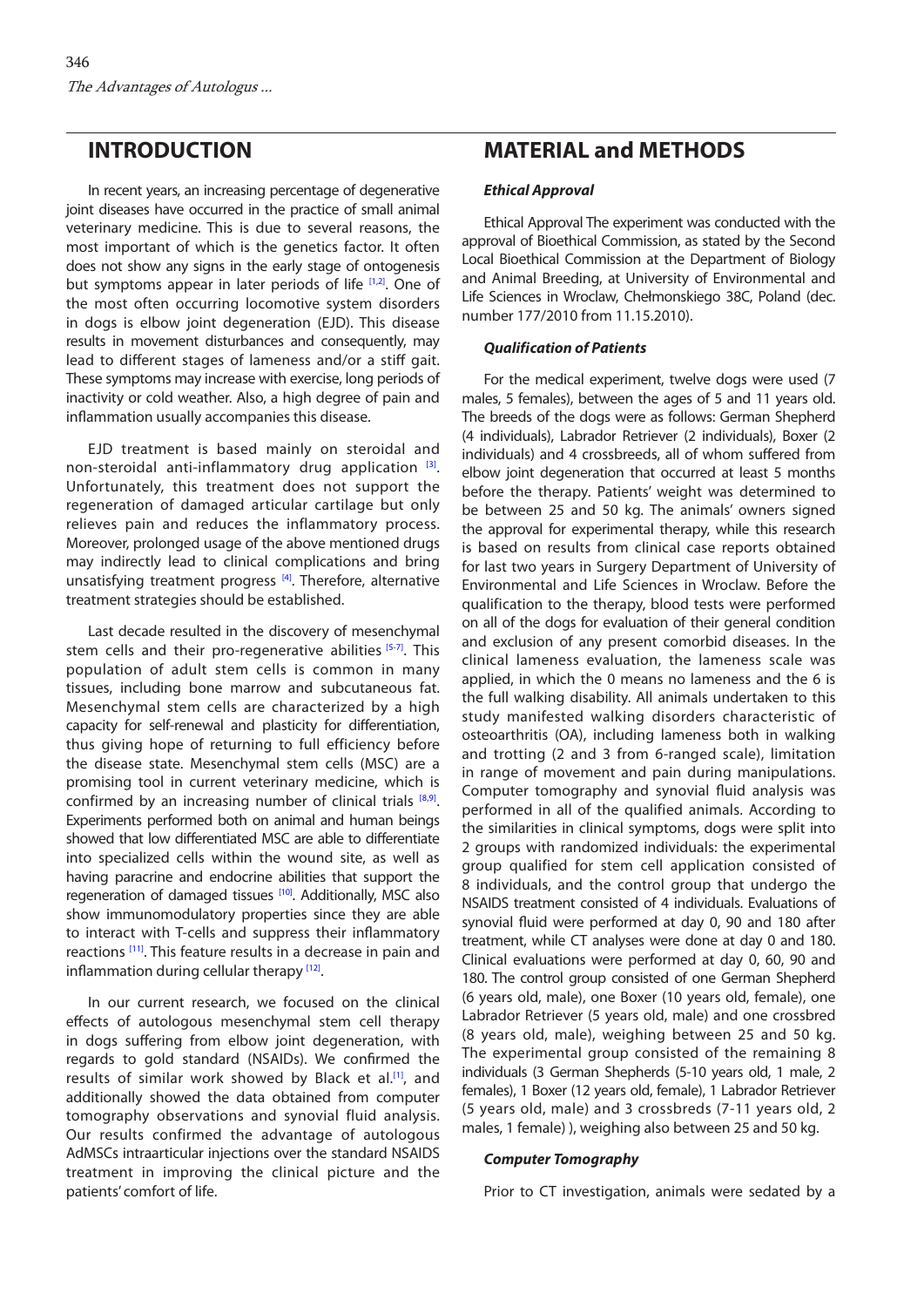## INTRODUCTION

In recent years, an increasing percentage of degenerative joint diseases have occurred in the practice of small animal veterinary medicine. This is due to several reasons, the most important of which is the genetics factor. It often does not show any signs in the early stage of ontogenesis but symptoms appear in later periods of life [1,2]. One of the most often occurring locomotive system disorders in dogs is elbow joint degeneration (EJD). This disease results in movement disturbances and consequently, may lead to different stages of lameness and/or a stiff gait. These symptoms may increase with exercise, long periods of inactivity or cold weather. Also, a high degree of pain and inflammation usually accompanies this disease.

EJD treatment is based mainly on steroidal and non-steroidal anti-inflammatory drug application [3]. Unfortunately, this treatment does not support the regeneration of damaged articular cartilage but only relieves pain and reduces the inflammatory process. Moreover, prolonged usage of the above mentioned drugs may indirectly lead to clinical complications and bring unsatisfying treatment progress [4]. Therefore, alternative treatment strategies should be established.

Last decade resulted in the discovery of mesenchymal stem cells and their pro-regenerative abilities [5-7]. This population of adult stem cells is common in many tissues, including bone marrow and subcutaneous fat. Mesenchymal stem cells are characterized by a high capacity for self-renewal and plasticity for differentiation, thus giving hope of returning to full efficiency before the disease state. Mesenchymal stem cells (MSC) are a promising tool in current veterinary medicine, which is confirmed by an increasing number of clinical trials [8,9]. Experiments performed both on animal and human beings showed that low differentiated MSC are able to differentiate into specialized cells within the wound site, as well as having paracrine and endocrine abilities that support the regeneration of damaged tissues [10]. Additionally, MSC also show immunomodulatory properties since they are able to interact with T-cells and suppress their inflammatory reactions [11]. This feature results in a decrease in pain and inflammation during cellular therapy [12].

In our current research, we focused on the clinical effects of autologous mesenchymal stem cell therapy in dogs suffering from elbow joint degeneration, with regards to gold standard (NSAIDs). We confirmed the results of similar work showed by Black et al.[1], and additionally showed the data obtained from computer tomography observations and synovial fluid analysis. Our results confirmed the advantage of autologous AdMSCs intraarticular injections over the standard NSAIDS treatment in improving the clinical picture and the patients' comfort of life.

## MATERIAL and METHODS

### *Ethical Approval*

Ethical Approval The experiment was conducted with the approval of Bioethical Commission, as stated by the Second Local Bioethical Commission at the Department of Biology and Animal Breeding, at University of Environmental and Life Sciences in Wroclaw, Chełmonskiego 38C, Poland (dec. number 177/2010 from 11.15.2010).

### *Qualification of Patients*

For the medical experiment, twelve dogs were used (7 males, 5 females), between the ages of 5 and 11 years old. The breeds of the dogs were as follows: German Shepherd (4 individuals), Labrador Retriever (2 individuals), Boxer (2 individuals) and 4 crossbreeds, all of whom suffered from elbow joint degeneration that occurred at least 5 months before the therapy. Patients' weight was determined to be between 25 and 50 kg. The animals' owners signed the approval for experimental therapy, while this research is based on results from clinical case reports obtained for last two years in Surgery Department of University of Environmental and Life Sciences in Wroclaw. Before the qualification to the therapy, blood tests were performed on all of the dogs for evaluation of their general condition and exclusion of any present comorbid diseases. In the clinical lameness evaluation, the lameness scale was applied, in which the 0 means no lameness and the 6 is the full walking disability. All animals undertaken to this study manifested walking disorders characteristic of osteoarthritis (OA), including lameness both in walking and trotting (2 and 3 from 6-ranged scale), limitation in range of movement and pain during manipulations. Computer tomography and synovial fluid analysis was performed in all of the qualified animals. According to the similarities in clinical symptoms, dogs were split into 2 groups with randomized individuals: the experimental group qualified for stem cell application consisted of 8 individuals, and the control group that undergo the NSAIDS treatment consisted of 4 individuals. Evaluations of synovial fluid were performed at day 0, 90 and 180 after treatment, while CT analyses were done at day 0 and 180. Clinical evaluations were performed at day 0, 60, 90 and 180. The control group consisted of one German Shepherd (6 years old, male), one Boxer (10 years old, female), one Labrador Retriever (5 years old, male) and one crossbred (8 years old, male), weighing between 25 and 50 kg. The experimental group consisted of the remaining 8 individuals (3 German Shepherds (5-10 years old, 1 male, 2 females), 1 Boxer (12 years old, female), 1 Labrador Retriever (5 years old, male) and 3 crossbreds (7-11 years old, 2 males, 1 female) ), weighing also between 25 and 50 kg.

### *Computer Tomography*

Prior to CT investigation, animals were sedated by a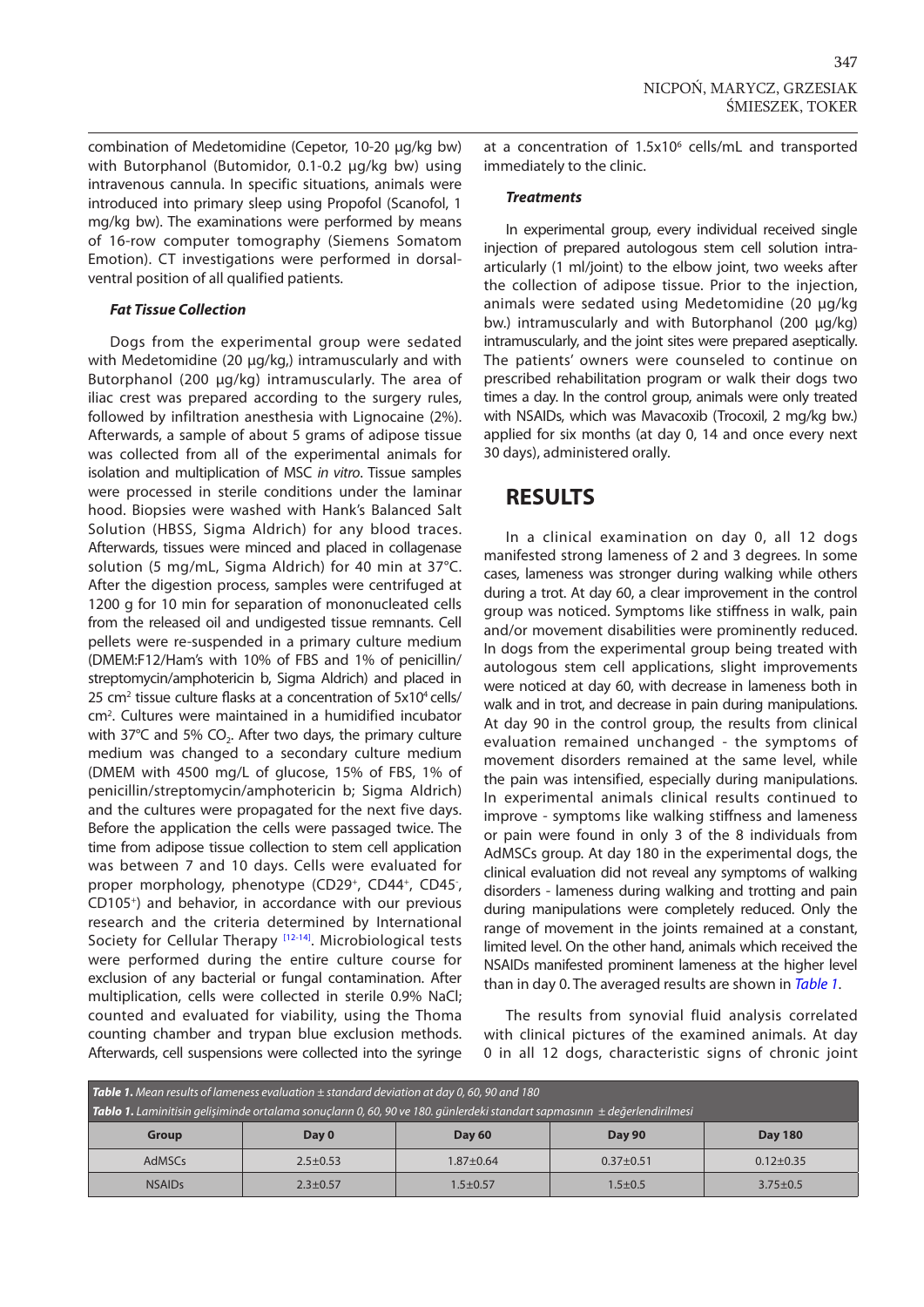combination of Medetomidine (Cepetor, 10-20 μg/kg bw) with Butorphanol (Butomidor, 0.1-0.2 μg/kg bw) using intravenous cannula. In specific situations, animals were introduced into primary sleep using Propofol (Scanofol, 1 mg/kg bw). The examinations were performed by means of 16-row computer tomography (Siemens Somatom Emotion). CT investigations were performed in dorsal-ventral position of all qualified patients.

#### Fat Tissue Collection

Dogs from the experimental group were sedated with Medetomidine (20 μg/kg,) intramuscularly and with Butorphanol (200 μg/kg) intramuscularly. The area of iliac crest was prepared according to the surgery rules, followed by infiltration anesthesia with Lignocaine (2%). Afterwards, a sample of about 5 grams of adipose tissue was collected from all of the experimental animals for isolation and multiplication of MSC *in vitro*. Tissue samples were processed in sterile conditions under the laminar hood. Biopsies were washed with Hank's Balanced Salt Solution (HBSS, Sigma Aldrich) for any blood traces. Afterwards, tissues were minced and placed in collagenase solution (5 mg/mL, Sigma Aldrich) for 40 min at 37°C. After the digestion process, samples were centrifuged at 1200 g for 10 min for separation of mononucleated cells from the released oil and undigested tissue remnants. Cell pellets were re-suspended in a primary culture medium (DMEM:F12/Ham's with 10% of FBS and 1% of penicillin/streptomycin/amphotericin b, Sigma Aldrich) and placed in 25 $cm^2$ tissue culture flasks at a concentration of $5x10^4$ cells/$cm^2$. Cultures were maintained in a humidified incubator with 37°C and 5% $CO_2$. After two days, the primary culture medium was changed to a secondary culture medium (DMEM with 4500 mg/L of glucose, 15% of FBS, 1% of penicillin/streptomycin/amphotericin b; Sigma Aldrich) and the cultures were propagated for the next five days. Before the application the cells were passaged twice. The time from adipose tissue collection to stem cell application was between 7 and 10 days. Cells were evaluated for proper morphology, phenotype ($CD29^+$, $CD44^+$, $CD45^-$, $CD105^+$) and behavior, in accordance with our previous research and the criteria determined by International Society for Cellular Therapy [12-14]. Microbiological tests were performed during the entire culture course for exclusion of any bacterial or fungal contamination. After multiplication, cells were collected in sterile 0.9% NaCl; counted and evaluated for viability, using the Thoma counting chamber and trypan blue exclusion methods. Afterwards, cell suspensions were collected into the syringe at a concentration of $1.5x10^6$ cells/mL and transported immediately to the clinic.

#### Treatments

In experimental group, every individual received single injection of prepared autologous stem cell solution intra-articularly (1 ml/joint) to the elbow joint, two weeks after the collection of adipose tissue. Prior to the injection, animals were sedated using Medetomidine (20 μg/kg bw.) intramuscularly and with Butorphanol (200 μg/kg) intramuscularly, and the joint sites were prepared aseptically. The patients' owners were counseled to continue on prescribed rehabilitation program or walk their dogs two times a day. In the control group, animals were only treated with NSAIDs, which was Mavacoxib (Trocoxil, 2 mg/kg bw.) applied for six months (at day 0, 14 and once every next 30 days), administered orally.

## RESULTS

In a clinical examination on day 0, all 12 dogs manifested strong lameness of 2 and 3 degrees. In some cases, lameness was stronger during walking while others during a trot. At day 60, a clear improvement in the control group was noticed. Symptoms like stiffness in walk, pain and/or movement disabilities were prominently reduced. In dogs from the experimental group being treated with autologous stem cell applications, slight improvements were noticed at day 60, with decrease in lameness both in walk and in trot, and decrease in pain during manipulations. At day 90 in the control group, the results from clinical evaluation remained unchanged - the symptoms of movement disorders remained at the same level, while the pain was intensified, especially during manipulations. In experimental animals clinical results continued to improve - symptoms like walking stiffness and lameness or pain were found in only 3 of the 8 individuals from AdMSCs group. At day 180 in the experimental dogs, the clinical evaluation did not reveal any symptoms of walking disorders - lameness during walking and trotting and pain during manipulations were completely reduced. Only the range of movement in the joints remained at a constant, limited level. On the other hand, animals which received the NSAIDs manifested prominent lameness at the higher level than in day 0. The averaged results are shown in *Table 1*.

The results from synovial fluid analysis correlated with clinical pictures of the examined animals. At day 0 in all 12 dogs, characteristic signs of chronic joint

***Table 1.*** *Mean results of lameness evaluation ± standard deviation at day 0, 60, 90 and 180*

***Tablo 1.*** *Laminitisin gelişiminde ortalama sonuçların 0, 60, 90 ve 180. günlerdeki standart sapmasının ± değerlendirilmesi*

| Group | Day 0 | Day 60 | Day 90 | Day 180 |
|---|---|---|---|---|
| AdMSCs | 2.5±0.53 | 1.87±0.64 | 0.37±0.51 | 0.12±0.35 |
| NSAIDs | 2.3±0.57 | 1.5±0.57 | 1.5±0.5 | 3.75±0.5 |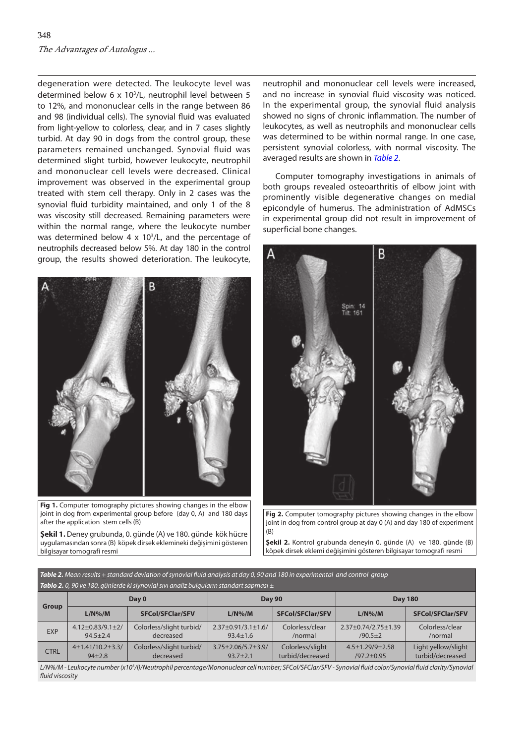degeneration were detected. The leukocyte level was determined below 6 x $10^3$/L, neutrophil level between 5 to 12%, and mononuclear cells in the range between 86 and 98 (individual cells). The synovial fluid was evaluated from light-yellow to colorless, clear, and in 7 cases slightly turbid. At day 90 in dogs from the control group, these parameters remained unchanged. Synovial fluid was determined slight turbid, however leukocyte, neutrophil and mononuclear cell levels were decreased. Clinical improvement was observed in the experimental group treated with stem cell therapy. Only in 2 cases was the synovial fluid turbidity maintained, and only 1 of the 8 was viscosity still decreased. Remaining parameters were within the normal range, where the leukocyte number was determined below 4 x $10^3$/L, and the percentage of neutrophils decreased below 5%. At day 180 in the control group, the results showed deterioration. The leukocyte, neutrophil and mononuclear cell levels were increased, and no increase in synovial fluid viscosity was noticed. In the experimental group, the synovial fluid analysis showed no signs of chronic inflammation. The number of leukocytes, as well as neutrophils and mononuclear cells was determined to be within normal range. In one case, persistent synovial colorless, with normal viscosity. The averaged results are shown in *Table 2*.

Computer tomography investigations in animals of both groups revealed osteoarthritis of elbow joint with prominently visible degenerative changes on medial epicondyle of humerus. The administration of AdMSCs in experimental group did not result in improvement of superficial bone changes.

**Fig 1.** Computer tomography pictures showing changes in the elbow joint in dog from experimental group before (day 0, A) and 180 days after the application stem cells (B)

**Şekil 1.** Deney grubunda, 0. günde (A) ve 180. günde kök hücre uygulamasından sonra (B) köpek dirsek eklemineki değişimini gösteren bilgisayar tomografi resmi

**Fig 2.** Computer tomography pictures showing changes in the elbow joint in dog from control group at day 0 (A) and day 180 of experiment (B)

**Şekil 2.** Kontrol grubunda deneyin 0. günde (A) ve 180. günde (B) köpek dirsek eklemi değişimini gösteren bilgisayar tomografi resmi

***Table 2.*** *Mean results ± standard deviation of synovial fluid analysis at day 0, 90 and 180 in experimental and control group*
***Tablo 2.*** *0, 90 ve 180. günlerde ki siyanovial sıvı analiz bulguların standart sapması ±*

| Group | Day 0 | | Day 90 | | Day 180 | |
|---|---|---|---|---|---|---|
| | L/N%/M | SFCol/SFClar/SFV | L/N%/M | SFCol/SFClar/SFV | L/N%/M | SFCol/SFClar/SFV |
| EXP | 4.12±0.83/9.1±2/ 94.5±2.4 | Colorless/slight turbid/ decreased | 2.37±0.91/3.1±1.6/ 93.4±1.6 | Colorless/clear /normal | 2.37±0.74/2.75±1.39 /90.5±2 | Colorless/clear /normal |
| CTRL | 4±1.41/10.2±3.3/ 94±2.8 | Colorless/slight turbid/ decreased | 3.75±2.06/5.7±3.9/ 93.7±2.1 | Colorless/slight turbid/decreased | 4.5±1.29/9±2.58 /97.2±0.95 | Light yellow/slight turbid/decreased |

*L/N%/M - Leukocyte number (x$10^3$/l)/Neutrophil percentage/Mononuclear cell number; SFCol/SFClar/SFV - Synovial fluid color/Synovial fluid clarity/Synovial fluid viscosity*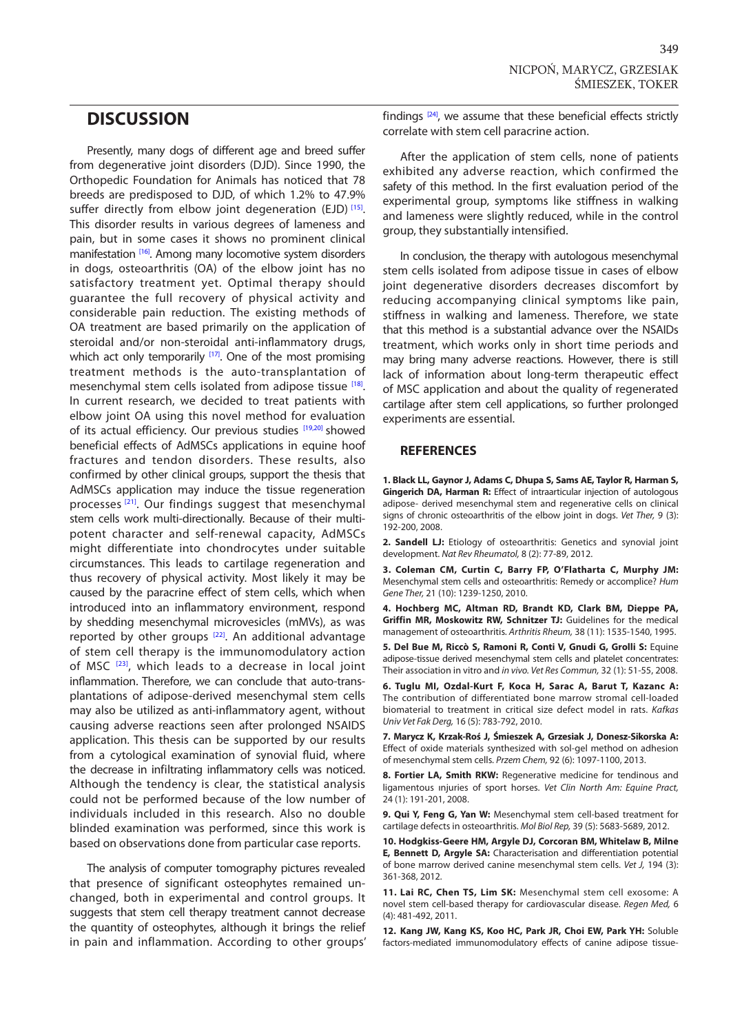## DISCUSSION

Presently, many dogs of different age and breed suffer from degenerative joint disorders (DJD). Since 1990, the Orthopedic Foundation for Animals has noticed that 78 breeds are predisposed to DJD, of which 1.2% to 47.9% suffer directly from elbow joint degeneration (EJD) [15]. This disorder results in various degrees of lameness and pain, but in some cases it shows no prominent clinical manifestation [16]. Among many locomotive system disorders in dogs, osteoarthritis (OA) of the elbow joint has no satisfactory treatment yet. Optimal therapy should guarantee the full recovery of physical activity and considerable pain reduction. The existing methods of OA treatment are based primarily on the application of steroidal and/or non-steroidal anti-inflammatory drugs, which act only temporarily [17]. One of the most promising treatment methods is the auto-transplantation of mesenchymal stem cells isolated from adipose tissue [18]. In current research, we decided to treat patients with elbow joint OA using this novel method for evaluation of its actual efficiency. Our previous studies [19,20] showed beneficial effects of AdMSCs applications in equine hoof fractures and tendon disorders. These results, also confirmed by other clinical groups, support the thesis that AdMSCs application may induce the tissue regeneration processes [21]. Our findings suggest that mesenchymal stem cells work multi-directionally. Because of their multi-potent character and self-renewal capacity, AdMSCs might differentiate into chondrocytes under suitable circumstances. This leads to cartilage regeneration and thus recovery of physical activity. Most likely it may be caused by the paracrine effect of stem cells, which when introduced into an inflammatory environment, respond by shedding mesenchymal microvesicles (mMVs), as was reported by other groups [22]. An additional advantage of stem cell therapy is the immunomodulatory action of MSC [23], which leads to a decrease in local joint inflammation. Therefore, we can conclude that auto-transplantations of adipose-derived mesenchymal stem cells may also be utilized as anti-inflammatory agent, without causing adverse reactions seen after prolonged NSAIDS application. This thesis can be supported by our results from a cytological examination of synovial fluid, where the decrease in infiltrating inflammatory cells was noticed. Although the tendency is clear, the statistical analysis could not be performed because of the low number of individuals included in this research. Also no double blinded examination was performed, since this work is based on observations done from particular case reports.

The analysis of computer tomography pictures revealed that presence of significant osteophytes remained unchanged, both in experimental and control groups. It suggests that stem cell therapy treatment cannot decrease the quantity of osteophytes, although it brings the relief in pain and inflammation. According to other groups' findings [24], we assume that these beneficial effects strictly correlate with stem cell paracrine action.

After the application of stem cells, none of patients exhibited any adverse reaction, which confirmed the safety of this method. In the first evaluation period of the experimental group, symptoms like stiffness in walking and lameness were slightly reduced, while in the control group, they substantially intensified.

In conclusion, the therapy with autologous mesenchymal stem cells isolated from adipose tissue in cases of elbow joint degenerative disorders decreases discomfort by reducing accompanying clinical symptoms like pain, stiffness in walking and lameness. Therefore, we state that this method is a substantial advance over the NSAIDs treatment, which works only in short time periods and may bring many adverse reactions. However, there is still lack of information about long-term therapeutic effect of MSC application and about the quality of regenerated cartilage after stem cell applications, so further prolonged experiments are essential.

### REFERENCES

**1. Black LL, Gaynor J, Adams C, Dhupa S, Sams AE, Taylor R, Harman S, Gingerich DA, Harman R:** Effect of intraarticular injection of autologous adipose- derived mesenchymal stem and regenerative cells on clinical signs of chronic osteoarthritis of the elbow joint in dogs. *Vet Ther,* 9 (3): 192-200, 2008.

**2. Sandell LJ:** Etiology of osteoarthritis: Genetics and synovial joint development. *Nat Rev Rheumatol,* 8 (2): 77-89, 2012.

**3. Coleman CM, Curtin C, Barry FP, O'Flatharta C, Murphy JM:** Mesenchymal stem cells and osteoarthritis: Remedy or accomplice? *Hum Gene Ther,* 21 (10): 1239-1250, 2010.

**4. Hochberg MC, Altman RD, Brandt KD, Clark BM, Dieppe PA, Griffin MR, Moskowitz RW, Schnitzer TJ:** Guidelines for the medical management of osteoarthritis. *Arthritis Rheum,* 38 (11): 1535-1540, 1995.

**5. Del Bue M, Riccò S, Ramoni R, Conti V, Gnudi G, Grolli S:** Equine adipose-tissue derived mesenchymal stem cells and platelet concentrates: Their association in vitro and *in vivo*. *Vet Res Commun,* 32 (1): 51-55, 2008.

**6. Tuglu MI, Ozdal-Kurt F, Koca H, Sarac A, Barut T, Kazanc A:** The contribution of differentiated bone marrow stromal cell-loaded biomaterial to treatment in critical size defect model in rats. *Kafkas Univ Vet Fak Derg,* 16 (5): 783-792, 2010.

**7. Marycz K, Krzak-Roś J, Śmieszek A, Grzesiak J, Donesz-Sikorska A:** Effect of oxide materials synthesized with sol-gel method on adhesion of mesenchymal stem cells. *Przem Chem,* 92 (6): 1097-1100, 2013.

**8. Fortier LA, Smith RKW:** Regenerative medicine for tendinous and ligamentous ınjuries of sport horses. *Vet Clin North Am: Equine Pract,* 24 (1): 191-201, 2008.

**9. Qui Y, Feng G, Yan W:** Mesenchymal stem cell-based treatment for cartilage defects in osteoarthritis. *Mol Biol Rep,* 39 (5): 5683-5689, 2012.

**10. Hodgkiss-Geere HM, Argyle DJ, Corcoran BM, Whitelaw B, Milne E, Bennett D, Argyle SA:** Characterisation and differentiation potential of bone marrow derived canine mesenchymal stem cells. *Vet J,* 194 (3): 361-368, 2012.

**11. Lai RC, Chen TS, Lim SK:** Mesenchymal stem cell exosome: A novel stem cell-based therapy for cardiovascular disease. *Regen Med,* 6 (4): 481-492, 2011.

**12. Kang JW, Kang KS, Koo HC, Park JR, Choi EW, Park YH:** Soluble factors-mediated immunomodulatory effects of canine adipose tissue-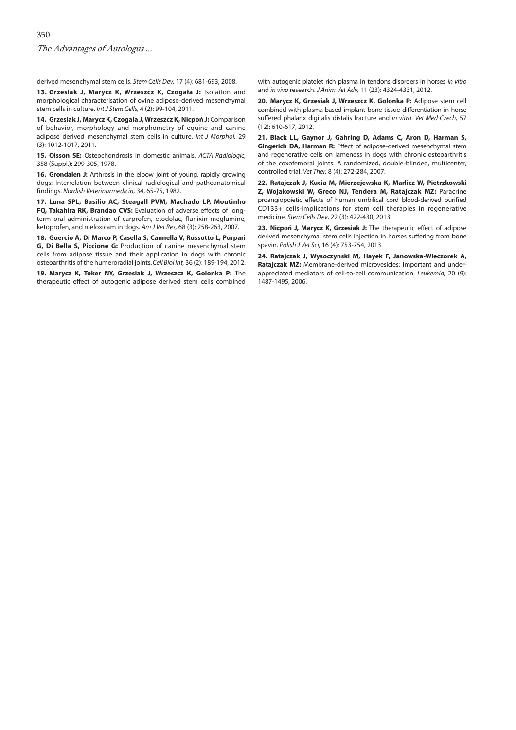derived mesenchymal stem cells. *Stem Cells Dev,* 17 (4): 681-693, 2008.

**13. Grzesiak J, Marycz K, Wrzeszcz K, Czogała J:** Isolation and morphological characterisation of ovine adipose-derived mesenchymal stem cells in culture. *Int J Stem Cells,* 4 (2): 99-104, 2011.

**14. Grzesiak J, Marycz K, Czogala J, Wrzeszcz K, Nicpoń J:** Comparison of behavior, morphology and morphometry of equine and canine adipose derived mesenchymal stem cells in culture. *Int J Morphol,* 29 (3): 1012-1017, 2011.

**15. Olsson SE:** Osteochondrosis in domestic animals. *ACTA Radiologic*, 358 (Suppl.): 299-305, 1978.

**16. Grondalen J:** Arthrosis in the elbow joint of young, rapidly growing dogs: Interrelation between clinical radiological and pathoanatomical findings. *Nordish Veterinarmedicin,* 34, 65-75, 1982.

**17. Luna SPL, Basilio AC, Steagall PVM, Machado LP, Moutinho FQ, Takahira RK, Brandao CVS:** Evaluation of adverse effects of long-term oral administration of carprofen, etodolac, flunixin meglumine, ketoprofen, and meloxicam in dogs. *Am J Vet Res,* 68 (3): 258-263, 2007.

**18. Guercio A, Di Marco P, Casella S, Cannella V, Russotto L, Purpari G, Di Bella S, Piccione G:** Production of canine mesenchymal stem cells from adipose tissue and their application in dogs with chronic osteoarthritis of the humeroradial joints. *Cell Biol Int,* 36 (2): 189-194, 2012.

**19. Marycz K, Toker NY, Grzesiak J, Wrzeszcz K, Golonka P:** The therapeutic effect of autogenic adipose derived stem cells combined with autogenic platelet rich plasma in tendons disorders in horses *in vitro* and *in vivo* research. *J Anim Vet Adv,* 11 (23): 4324-4331, 2012.

**20. Marycz K, Grzesiak J, Wrzeszcz K, Golonka P:** Adipose stem cell combined with plasma-based implant bone tissue differentiation in horse suffered phalanx digitalis distalis fracture and *in vitro*. *Vet Med Czech,* 57 (12): 610-617, 2012.

**21. Black LL, Gaynor J, Gahring D, Adams C, Aron D, Harman S, Gingerich DA, Harman R:** Effect of adipose-derived mesenchymal stem and regenerative cells on lameness in dogs with chronic osteoarthritis of the coxofemoral joints: A randomized, double-blinded, multicenter, controlled trial. *Vet Ther,* 8 (4): 272-284, 2007.

**22. Ratajczak J, Kucia M, Mierzejewska K, Marlicz W, Pietrzkowski Z, Wojakowski W, Greco NJ, Tendera M, Ratajczak MZ:** Paracrine proangiopoietic effects of human umbilical cord blood-derived purified CD133+ cells-implications for stem cell therapies in regenerative medicine. *Stem Cells Dev*, 22 (3): 422-430, 2013.

**23. Nicpoń J, Marycz K, Grzesiak J:** The therapeutic effect of adipose derived mesenchymal stem cells injection in horses suffering from bone spavin. *Polish J Vet Sci,* 16 (4): 753-754, 2013.

**24. Ratajczak J, Wysoczynski M, Hayek F, Janowska-Wieczorek A, Ratajczak MZ:** Membrane-derived microvesicles: Important and under-appreciated mediators of cell-to-cell communication. *Leukemia,* 20 (9): 1487-1495, 2006.